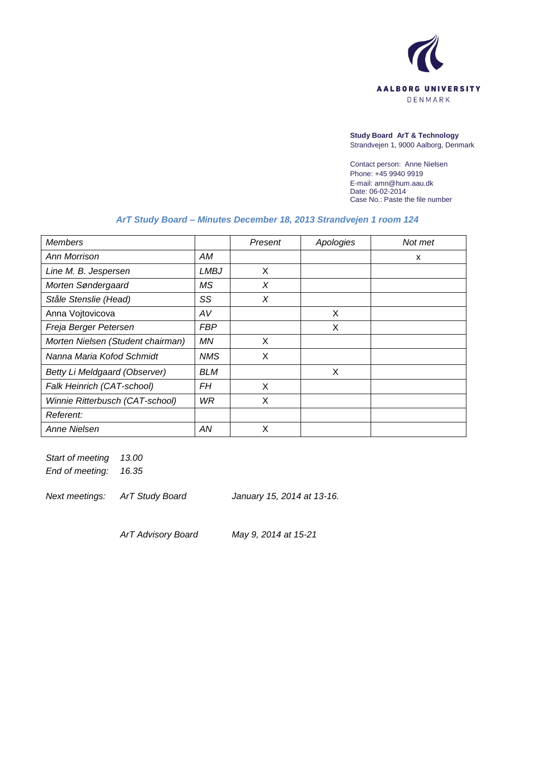AALBORG UNIVERSITY
DENMARK

**Study Board ArT & Technology**
Strandvejen 1, 9000 Aalborg, Denmark

Contact person: Anne Nielsen
Phone: +45 9940 9919
E-mail: amn@hum.aau.dk
Date: 06-02-2014
Case No.: Paste the file number

## *ArT Study Board – Minutes December 18, 2013 Strandvejen 1 room 124*

| *Members* | | *Present* | *Apologies* | *Not met* |
|---|---|---|---|---|
| *Ann Morrison* | *AM* | | | x |
| *Line M. B. Jespersen* | *LMBJ* | X | | |
| *Morten Søndergaard* | *MS* | *X* | | |
| *Ståle Stenslie (Head)* | *SS* | *X* | | |
| Anna Vojtovicova | *AV* | | X | |
| *Freja Berger Petersen* | *FBP* | | X | |
| *Morten Nielsen (Student chairman)* | *MN* | X | | |
| *Nanna Maria Kofod Schmidt* | *NMS* | X | | |
| *Betty Li Meldgaard (Observer)* | *BLM* | | X | |
| *Falk Heinrich (CAT-school)* | *FH* | X | | |
| *Winnie Ritterbusch (CAT-school)* | *WR* | X | | |
| *Referent:* | | | | |
| *Anne Nielsen* | *AN* | X | | |

*Start of meeting* *13.00*
*End of meeting:* *16.35*

*Next meetings:* *ArT Study Board* *January 15, 2014 at 13-16.*

*ArT Advisory Board* *May 9, 2014 at 15-21*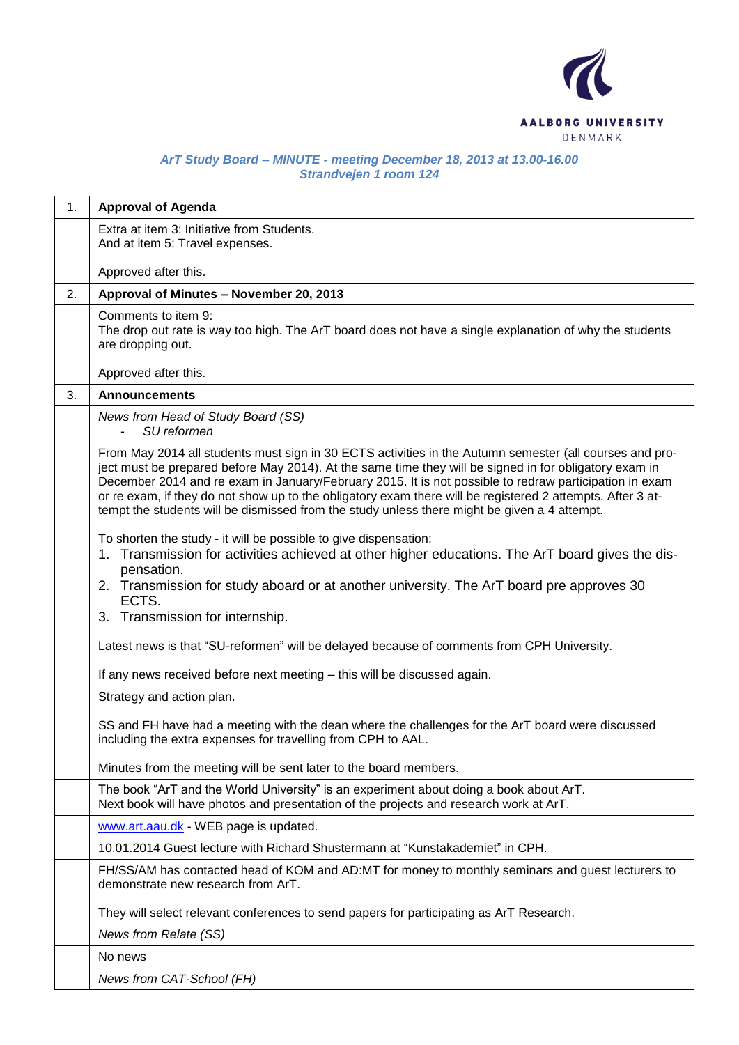AALBORG UNIVERSITY
DENMARK

*ArT Study Board – MINUTE - meeting December 18, 2013 at 13.00-16.00*
*Strandvejen 1 room 124*

| | |
|---|---|
| 1. | **Approval of Agenda** |
| | Extra at item 3: Initiative from Students.<br>And at item 5: Travel expenses.<br><br>Approved after this. |
| 2. | **Approval of Minutes – November 20, 2013** |
| | Comments to item 9:<br>The drop out rate is way too high. The ArT board does not have a single explanation of why the students are dropping out.<br><br>Approved after this. |
| 3. | **Announcements** |
| | *News from Head of Study Board (SS)*<br>- *SU reformen* |
| | From May 2014 all students must sign in 30 ECTS activities in the Autumn semester (all courses and project must be prepared before May 2014). At the same time they will be signed in for obligatory exam in December 2014 and re exam in January/February 2015. It is not possible to redraw participation in exam or re exam, if they do not show up to the obligatory exam there will be registered 2 attempts. After 3 attempt the students will be dismissed from the study unless there might be given a 4 attempt.<br><br>To shorten the study - it will be possible to give dispensation:<br>1. Transmission for activities achieved at other higher educations. The ArT board gives the dispensation.<br>2. Transmission for study aboard or at another university. The ArT board pre approves 30 ECTS.<br>3. Transmission for internship.<br><br>Latest news is that “SU-reformen” will be delayed because of comments from CPH University.<br><br>If any news received before next meeting – this will be discussed again. |
| | Strategy and action plan.<br><br>SS and FH have had a meeting with the dean where the challenges for the ArT board were discussed including the extra expenses for travelling from CPH to AAL.<br><br>Minutes from the meeting will be sent later to the board members. |
| | The book “ArT and the World University” is an experiment about doing a book about ArT.<br>Next book will have photos and presentation of the projects and research work at ArT. |
| | www.art.aau.dk - WEB page is updated. |
| | 10.01.2014 Guest lecture with Richard Shustermann at “Kunstakademiet” in CPH. |
| | FH/SS/AM has contacted head of KOM and AD:MT for money to monthly seminars and guest lecturers to demonstrate new research from ArT.<br><br>They will select relevant conferences to send papers for participating as ArT Research. |
| | *News from Relate (SS)* |
| | No news |
| | *News from CAT-School (FH)* |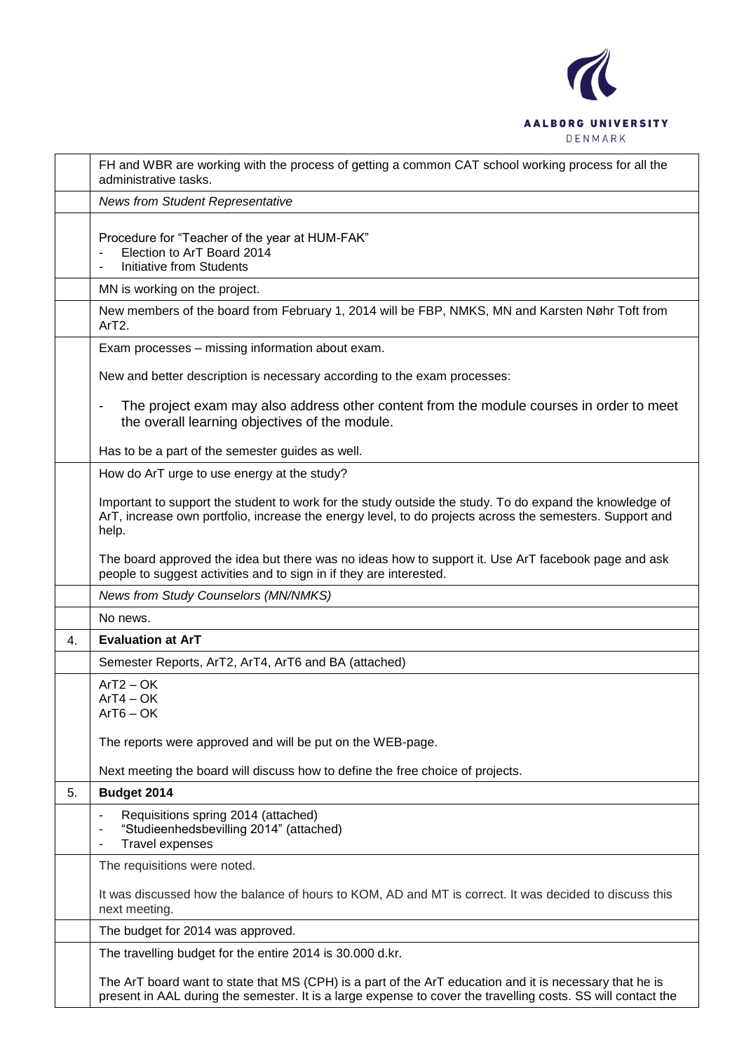| | |
|---|---|
| | FH and WBR are working with the process of getting a common CAT school working process for all the administrative tasks. |
| | *News from Student Representative* |
| | Procedure for "Teacher of the year at HUM-FAK"<br>- Election to ArT Board 2014<br>- Initiative from Students |
| | MN is working on the project. |
| | New members of the board from February 1, 2014 will be FBP, NMKS, MN and Karsten Nøhr Toft from ArT2. |
| | Exam processes – missing information about exam.<br><br>New and better description is necessary according to the exam processes:<br><br>- The project exam may also address other content from the module courses in order to meet the overall learning objectives of the module.<br><br>Has to be a part of the semester guides as well. |
| | How do ArT urge to use energy at the study?<br><br>Important to support the student to work for the study outside the study. To do expand the knowledge of ArT, increase own portfolio, increase the energy level, to do projects across the semesters. Support and help.<br><br>The board approved the idea but there was no ideas how to support it. Use ArT facebook page and ask people to suggest activities and to sign in if they are interested. |
| | *News from Study Counselors (MN/NMKS)* |
| | No news. |
| 4. | **Evaluation at ArT** |
| | Semester Reports, ArT2, ArT4, ArT6 and BA (attached) |
| | ArT2 – OK<br>ArT4 – OK<br>ArT6 – OK<br><br>The reports were approved and will be put on the WEB-page.<br><br>Next meeting the board will discuss how to define the free choice of projects. |
| 5. | **Budget 2014** |
| | - Requisitions spring 2014 (attached)<br>- "Studieenhedsbevilling 2014" (attached)<br>- Travel expenses |
| | The requisitions were noted.<br><br>It was discussed how the balance of hours to KOM, AD and MT is correct. It was decided to discuss this next meeting. |
| | The budget for 2014 was approved. |
| | The travelling budget for the entire 2014 is 30.000 d.kr.<br><br>The ArT board want to state that MS (CPH) is a part of the ArT education and it is necessary that he is present in AAL during the semester. It is a large expense to cover the travelling costs. SS will contact the |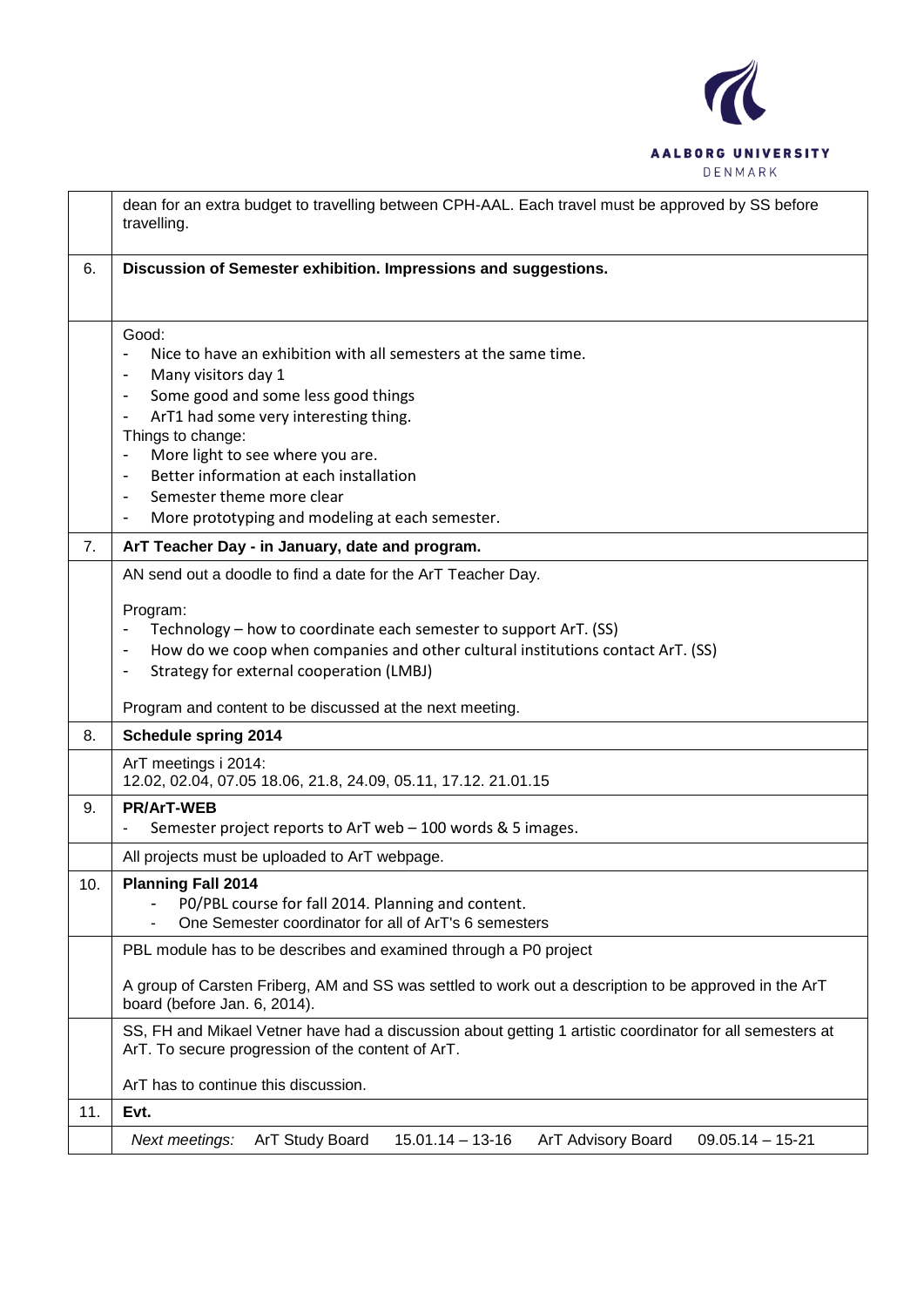| | |
|---|---|
| | dean for an extra budget to travelling between CPH-AAL. Each travel must be approved by SS before travelling. |
| 6. | **Discussion of Semester exhibition. Impressions and suggestions.** |
| | Good:<br>- Nice to have an exhibition with all semesters at the same time.<br>- Many visitors day 1<br>- Some good and some less good things<br>- ArT1 had some very interesting thing.<br>Things to change:<br>- More light to see where you are.<br>- Better information at each installation<br>- Semester theme more clear<br>- More prototyping and modeling at each semester. |
| 7. | **ArT Teacher Day - in January, date and program.** |
| | AN send out a doodle to find a date for the ArT Teacher Day.<br><br>Program:<br>- Technology – how to coordinate each semester to support ArT. (SS)<br>- How do we coop when companies and other cultural institutions contact ArT. (SS)<br>- Strategy for external cooperation (LMBJ)<br><br>Program and content to be discussed at the next meeting. |
| 8. | **Schedule spring 2014** |
| | ArT meetings i 2014:<br>12.02, 02.04, 07.05 18.06, 21.8, 24.09, 05.11, 17.12. 21.01.15 |
| 9. | **PR/ArT-WEB**<br>- Semester project reports to ArT web – 100 words & 5 images. |
| | All projects must be uploaded to ArT webpage. |
| 10. | **Planning Fall 2014**<br>- P0/PBL course for fall 2014. Planning and content.<br>- One Semester coordinator for all of ArT's 6 semesters |
| | PBL module has to be describes and examined through a P0 project<br><br>A group of Carsten Friberg, AM and SS was settled to work out a description to be approved in the ArT board (before Jan. 6, 2014). |
| | SS, FH and Mikael Vetner have had a discussion about getting 1 artistic coordinator for all semesters at ArT. To secure progression of the content of ArT.<br><br>ArT has to continue this discussion. |
| 11. | **Evt.** |
| | *Next meetings:* ArT Study Board 15.01.14 – 13-16 ArT Advisory Board 09.05.14 – 15-21 |